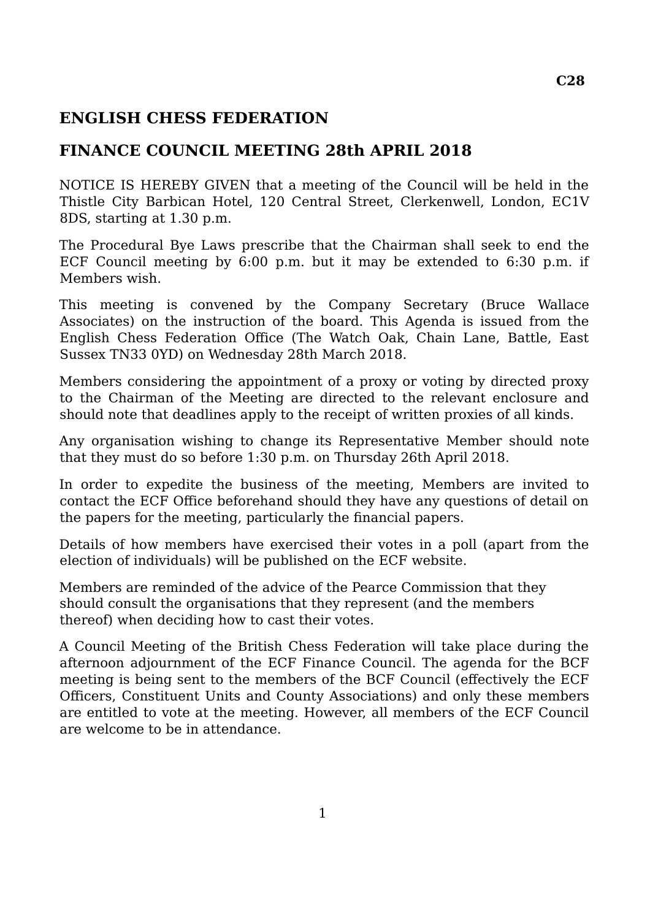**C28**

## ENGLISH CHESS FEDERATION

## FINANCE COUNCIL MEETING 28th APRIL 2018

NOTICE IS HEREBY GIVEN that a meeting of the Council will be held in the Thistle City Barbican Hotel, 120 Central Street, Clerkenwell, London, EC1V 8DS, starting at 1.30 p.m.

The Procedural Bye Laws prescribe that the Chairman shall seek to end the ECF Council meeting by 6:00 p.m. but it may be extended to 6:30 p.m. if Members wish.

This meeting is convened by the Company Secretary (Bruce Wallace Associates) on the instruction of the board. This Agenda is issued from the English Chess Federation Office (The Watch Oak, Chain Lane, Battle, East Sussex TN33 0YD) on Wednesday 28th March 2018.

Members considering the appointment of a proxy or voting by directed proxy to the Chairman of the Meeting are directed to the relevant enclosure and should note that deadlines apply to the receipt of written proxies of all kinds.

Any organisation wishing to change its Representative Member should note that they must do so before 1:30 p.m. on Thursday 26th April 2018.

In order to expedite the business of the meeting, Members are invited to contact the ECF Office beforehand should they have any questions of detail on the papers for the meeting, particularly the financial papers.

Details of how members have exercised their votes in a poll (apart from the election of individuals) will be published on the ECF website.

Members are reminded of the advice of the Pearce Commission that they should consult the organisations that they represent (and the members thereof) when deciding how to cast their votes.

A Council Meeting of the British Chess Federation will take place during the afternoon adjournment of the ECF Finance Council. The agenda for the BCF meeting is being sent to the members of the BCF Council (effectively the ECF Officers, Constituent Units and County Associations) and only these members are entitled to vote at the meeting. However, all members of the ECF Council are welcome to be in attendance.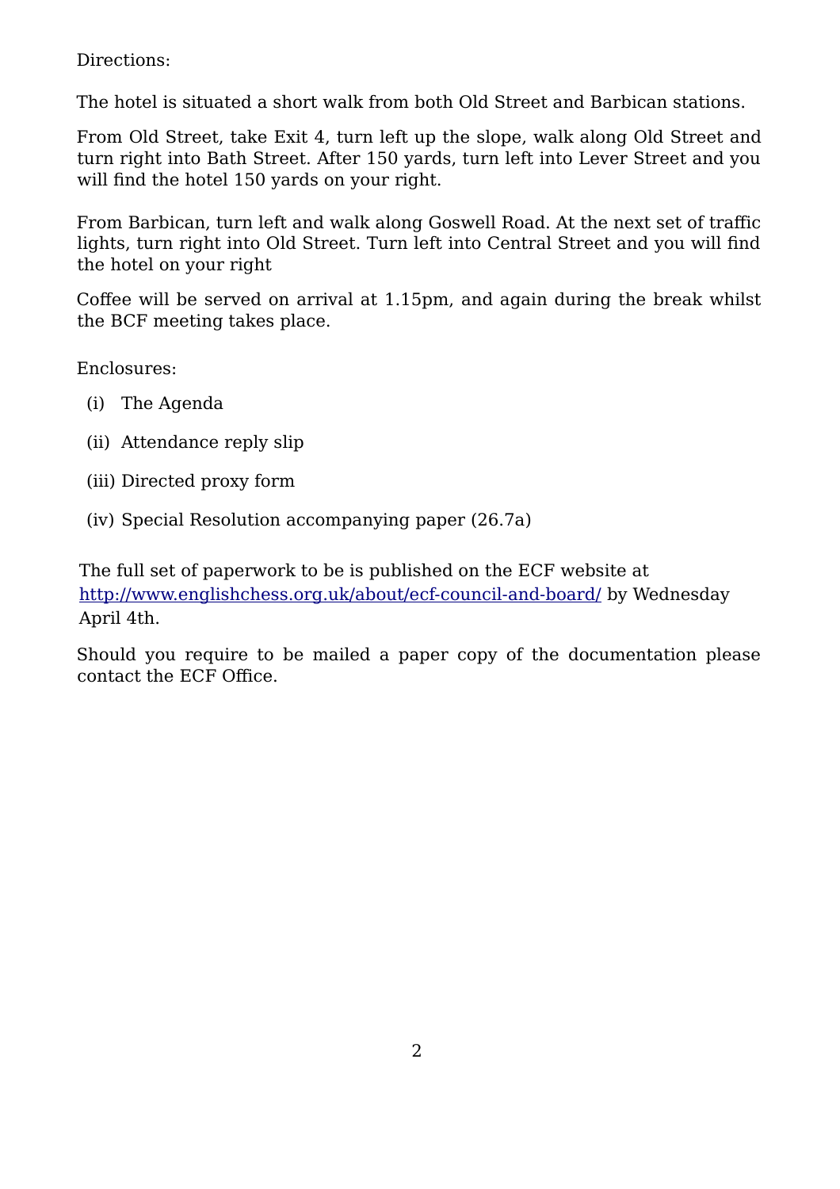Directions:

The hotel is situated a short walk from both Old Street and Barbican stations.

From Old Street, take Exit 4, turn left up the slope, walk along Old Street and turn right into Bath Street. After 150 yards, turn left into Lever Street and you will find the hotel 150 yards on your right.

From Barbican, turn left and walk along Goswell Road. At the next set of traffic lights, turn right into Old Street. Turn left into Central Street and you will find the hotel on your right

Coffee will be served on arrival at 1.15pm, and again during the break whilst the BCF meeting takes place.

Enclosures:

- (i) The Agenda
- (ii) Attendance reply slip
- (iii) Directed proxy form
- (iv) Special Resolution accompanying paper (26.7a)

The full set of paperwork to be is published on the ECF website at [http://www.englishchess.org.uk/about/ecf-council-and-board/](http://www.englishchess.org.uk/about/ecf-council-and-board/) by Wednesday April 4th.

Should you require to be mailed a paper copy of the documentation please contact the ECF Office.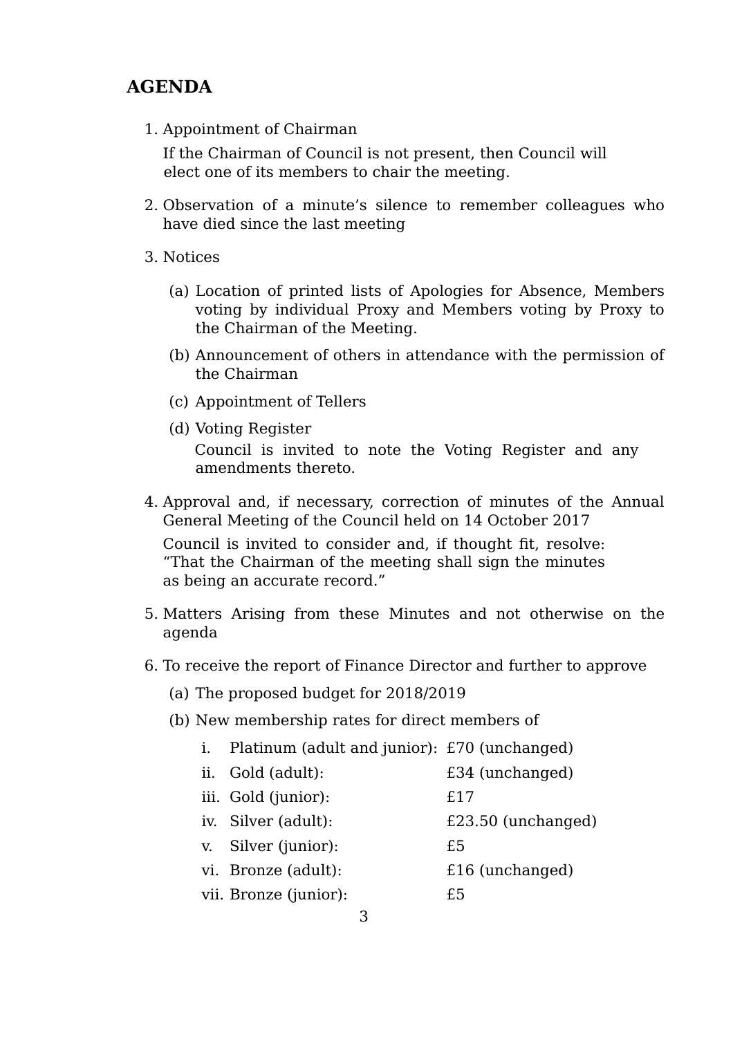## AGENDA

1. Appointment of Chairman

   If the Chairman of Council is not present, then Council will elect one of its members to chair the meeting.

2. Observation of a minute's silence to remember colleagues who have died since the last meeting

3. Notices

   (a) Location of printed lists of Apologies for Absence, Members voting by individual Proxy and Members voting by Proxy to the Chairman of the Meeting.

   (b) Announcement of others in attendance with the permission of the Chairman

   (c) Appointment of Tellers

   (d) Voting Register
   Council is invited to note the Voting Register and any amendments thereto.

4. Approval and, if necessary, correction of minutes of the Annual General Meeting of the Council held on 14 October 2017

   Council is invited to consider and, if thought fit, resolve: "That the Chairman of the meeting shall sign the minutes as being an accurate record."

5. Matters Arising from these Minutes and not otherwise on the agenda

6. To receive the report of Finance Director and further to approve

   (a) The proposed budget for 2018/2019

   (b) New membership rates for direct members of

      i. Platinum (adult and junior): £70 (unchanged)
      ii. Gold (adult): £34 (unchanged)
      iii. Gold (junior): £17
      iv. Silver (adult): £23.50 (unchanged)
      v. Silver (junior): £5
      vi. Bronze (adult): £16 (unchanged)
      vii. Bronze (junior): £5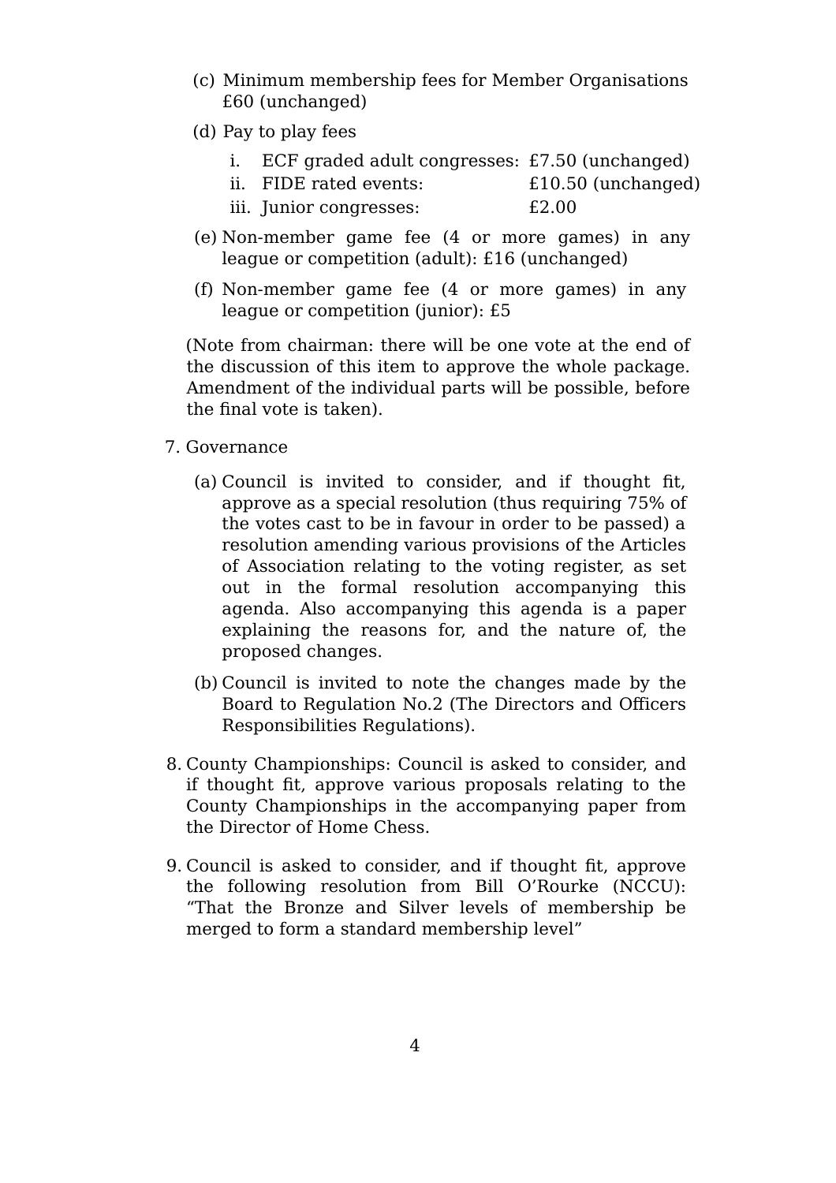(c) Minimum membership fees for Member Organisations £60 (unchanged)

(d) Pay to play fees

   i. ECF graded adult congresses: £7.50 (unchanged)
   ii. FIDE rated events: £10.50 (unchanged)
   iii. Junior congresses: £2.00

(e) Non-member game fee (4 or more games) in any league or competition (adult): £16 (unchanged)

(f) Non-member game fee (4 or more games) in any league or competition (junior): £5

(Note from chairman: there will be one vote at the end of the discussion of this item to approve the whole package. Amendment of the individual parts will be possible, before the final vote is taken).

7. Governance

   (a) Council is invited to consider, and if thought fit, approve as a special resolution (thus requiring 75% of the votes cast to be in favour in order to be passed) a resolution amending various provisions of the Articles of Association relating to the voting register, as set out in the formal resolution accompanying this agenda. Also accompanying this agenda is a paper explaining the reasons for, and the nature of, the proposed changes.

   (b) Council is invited to note the changes made by the Board to Regulation No.2 (The Directors and Officers Responsibilities Regulations).

8. County Championships: Council is asked to consider, and if thought fit, approve various proposals relating to the County Championships in the accompanying paper from the Director of Home Chess.

9. Council is asked to consider, and if thought fit, approve the following resolution from Bill O'Rourke (NCCU): "That the Bronze and Silver levels of membership be merged to form a standard membership level"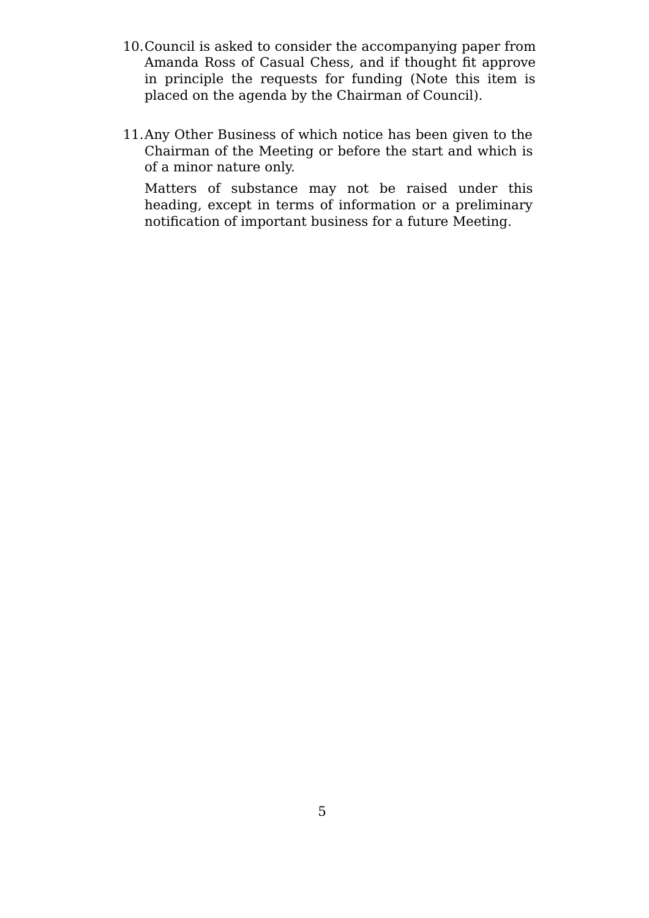10. Council is asked to consider the accompanying paper from Amanda Ross of Casual Chess, and if thought fit approve in principle the requests for funding (Note this item is placed on the agenda by the Chairman of Council).

11. Any Other Business of which notice has been given to the Chairman of the Meeting or before the start and which is of a minor nature only.

    Matters of substance may not be raised under this heading, except in terms of information or a preliminary notification of important business for a future Meeting.